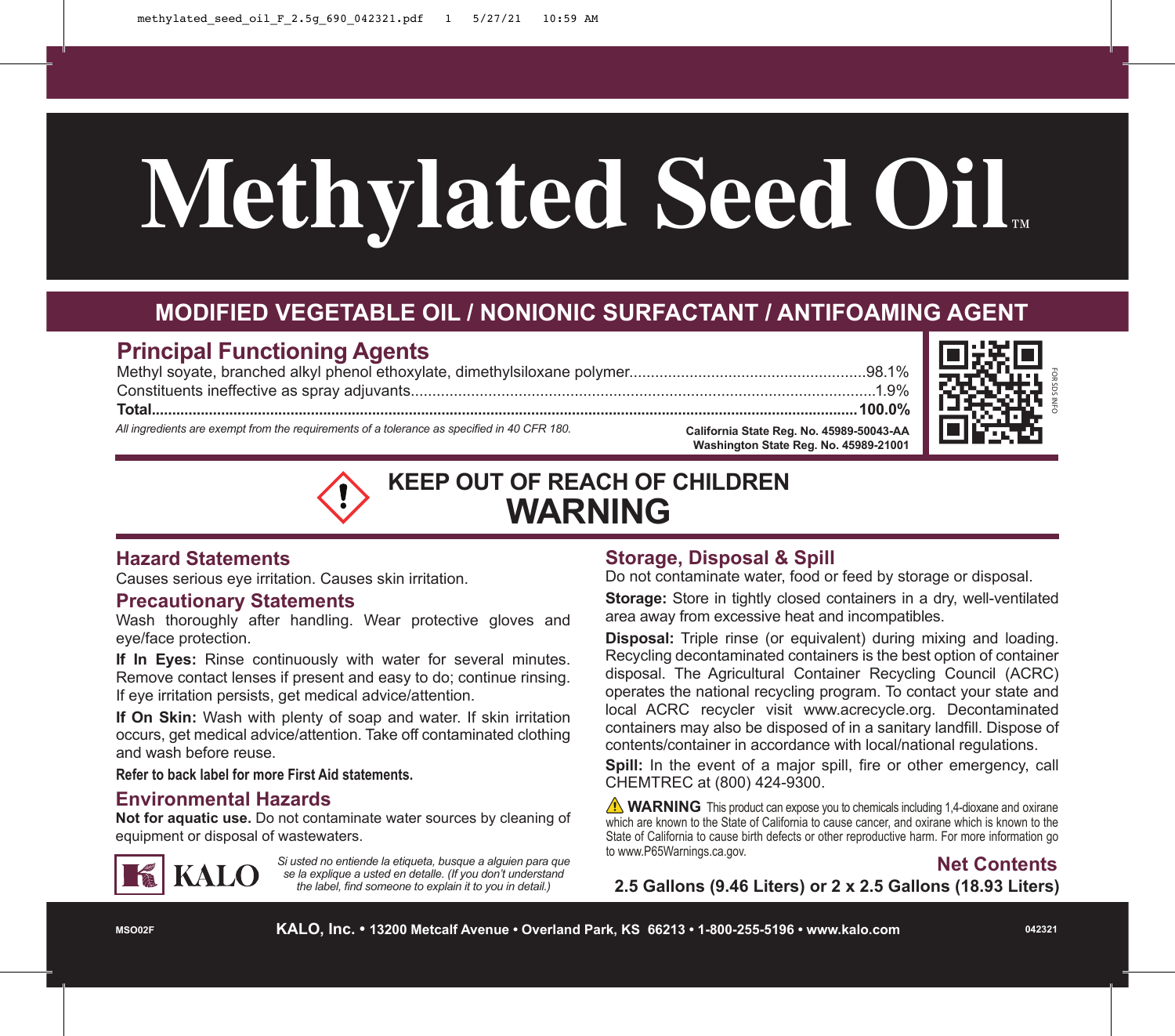# Methylated Seed Oil™

## MODIFIED VEGETABLE OIL / NONIONIC SURFACTANT / ANTIFOAMING AGENT

## Principal Functioning Agents

| | |
|---|---|
| Methyl soyate, branched alkyl phenol ethoxylate, dimethylsiloxane polymer | 98.1% |
| Constituents ineffective as spray adjuvants | 1.9% |
| **Total** | **100.0%** |

*All ingredients are exempt from the requirements of a tolerance as specified in 40 CFR 180.*

**California State Reg. No. 45989-50043-AA**
**Washington State Reg. No. 45989-21001**

FOR SDS INFO

## KEEP OUT OF REACH OF CHILDREN
# WARNING

## Hazard Statements

Causes serious eye irritation. Causes skin irritation.

## Precautionary Statements

Wash thoroughly after handling. Wear protective gloves and eye/face protection.

**If In Eyes:** Rinse continuously with water for several minutes. Remove contact lenses if present and easy to do; continue rinsing. If eye irritation persists, get medical advice/attention.

**If On Skin:** Wash with plenty of soap and water. If skin irritation occurs, get medical advice/attention. Take off contaminated clothing and wash before reuse.

**Refer to back label for more First Aid statements.**

## Environmental Hazards

**Not for aquatic use.** Do not contaminate water sources by cleaning of equipment or disposal of wastewaters.

KALO

*Si usted no entiende la etiqueta, busque a alguien para que se la explique a usted en detalle. (If you don't understand the label, find someone to explain it to you in detail.)*

## Storage, Disposal & Spill

Do not contaminate water, food or feed by storage or disposal.

**Storage:** Store in tightly closed containers in a dry, well-ventilated area away from excessive heat and incompatibles.

**Disposal:** Triple rinse (or equivalent) during mixing and loading. Recycling decontaminated containers is the best option of container disposal. The Agricultural Container Recycling Council (ACRC) operates the national recycling program. To contact your state and local ACRC recycler visit www.acrecycle.org. Decontaminated containers may also be disposed of in a sanitary landfill. Dispose of contents/container in accordance with local/national regulations.

**Spill:** In the event of a major spill, fire or other emergency, call CHEMTREC at (800) 424-9300.

⚠ **WARNING** This product can expose you to chemicals including 1,4-dioxane and oxirane which are known to the State of California to cause cancer, and oxirane which is known to the State of California to cause birth defects or other reproductive harm. For more information go to www.P65Warnings.ca.gov.

## Net Contents

**2.5 Gallons (9.46 Liters) or 2 x 2.5 Gallons (18.93 Liters)**

MSO02F **KALO, Inc. • 13200 Metcalf Avenue • Overland Park, KS 66213 • 1-800-255-5196 • www.kalo.com** 042321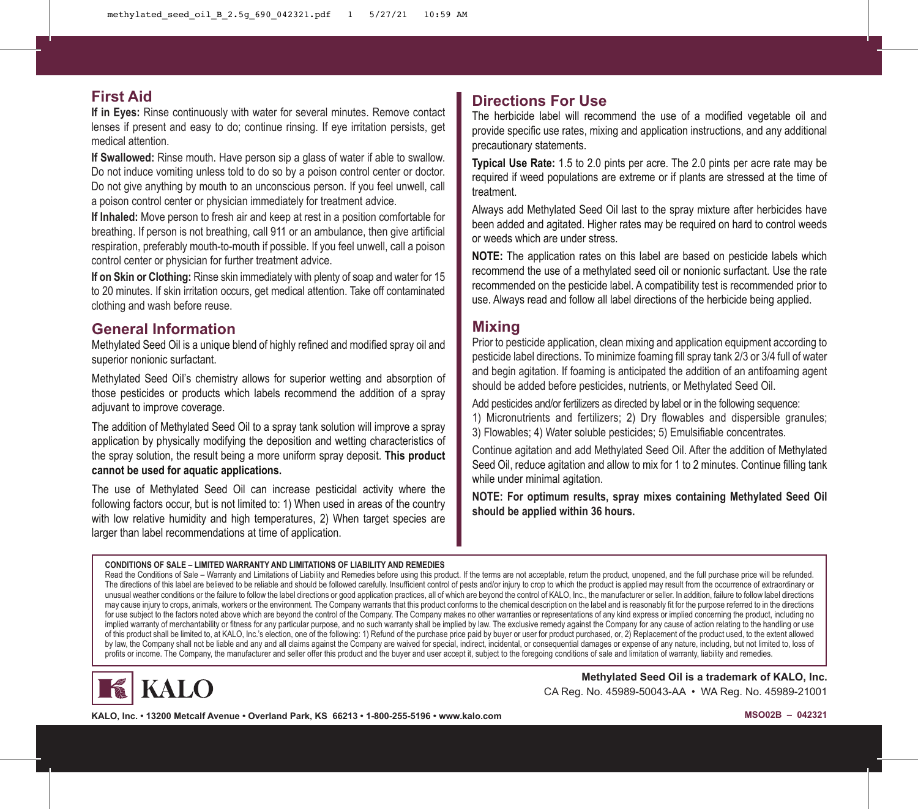## First Aid

**If in Eyes:** Rinse continuously with water for several minutes. Remove contact lenses if present and easy to do; continue rinsing. If eye irritation persists, get medical attention.

**If Swallowed:** Rinse mouth. Have person sip a glass of water if able to swallow. Do not induce vomiting unless told to do so by a poison control center or doctor. Do not give anything by mouth to an unconscious person. If you feel unwell, call a poison control center or physician immediately for treatment advice.

**If Inhaled:** Move person to fresh air and keep at rest in a position comfortable for breathing. If person is not breathing, call 911 or an ambulance, then give artificial respiration, preferably mouth-to-mouth if possible. If you feel unwell, call a poison control center or physician for further treatment advice.

**If on Skin or Clothing:** Rinse skin immediately with plenty of soap and water for 15 to 20 minutes. If skin irritation occurs, get medical attention. Take off contaminated clothing and wash before reuse.

## General Information

Methylated Seed Oil is a unique blend of highly refined and modified spray oil and superior nonionic surfactant.

Methylated Seed Oil's chemistry allows for superior wetting and absorption of those pesticides or products which labels recommend the addition of a spray adjuvant to improve coverage.

The addition of Methylated Seed Oil to a spray tank solution will improve a spray application by physically modifying the deposition and wetting characteristics of the spray solution, the result being a more uniform spray deposit. **This product cannot be used for aquatic applications.**

The use of Methylated Seed Oil can increase pesticidal activity where the following factors occur, but is not limited to: 1) When used in areas of the country with low relative humidity and high temperatures, 2) When target species are larger than label recommendations at time of application.

## Directions For Use

The herbicide label will recommend the use of a modified vegetable oil and provide specific use rates, mixing and application instructions, and any additional precautionary statements.

**Typical Use Rate:** 1.5 to 2.0 pints per acre. The 2.0 pints per acre rate may be required if weed populations are extreme or if plants are stressed at the time of treatment.

Always add Methylated Seed Oil last to the spray mixture after herbicides have been added and agitated. Higher rates may be required on hard to control weeds or weeds which are under stress.

**NOTE:** The application rates on this label are based on pesticide labels which recommend the use of a methylated seed oil or nonionic surfactant. Use the rate recommended on the pesticide label. A compatibility test is recommended prior to use. Always read and follow all label directions of the herbicide being applied.

## Mixing

Prior to pesticide application, clean mixing and application equipment according to pesticide label directions. To minimize foaming fill spray tank 2/3 or 3/4 full of water and begin agitation. If foaming is anticipated the addition of an antifoaming agent should be added before pesticides, nutrients, or Methylated Seed Oil.

Add pesticides and/or fertilizers as directed by label or in the following sequence:
1) Micronutrients and fertilizers; 2) Dry flowables and dispersible granules; 3) Flowables; 4) Water soluble pesticides; 5) Emulsifiable concentrates.

Continue agitation and add Methylated Seed Oil. After the addition of Methylated Seed Oil, reduce agitation and allow to mix for 1 to 2 minutes. Continue filling tank while under minimal agitation.

**NOTE: For optimum results, spray mixes containing Methylated Seed Oil should be applied within 36 hours.**

**CONDITIONS OF SALE – LIMITED WARRANTY AND LIMITATIONS OF LIABILITY AND REMEDIES**

Read the Conditions of Sale – Warranty and Limitations of Liability and Remedies before using this product. If the terms are not acceptable, return the product, unopened, and the full purchase price will be refunded. The directions of this label are believed to be reliable and should be followed carefully. Insufficient control of pests and/or injury to crop to which the product is applied may result from the occurrence of extraordinary or unusual weather conditions or the failure to follow the label directions or good application practices, all of which are beyond the control of KALO, Inc., the manufacturer or seller. In addition, failure to follow label directions may cause injury to crops, animals, workers or the environment. The Company warrants that this product conforms to the chemical description on the label and is reasonably fit for the purpose referred to in the directions for use subject to the factors noted above which are beyond the control of the Company. The Company makes no other warranties or representations of any kind express or implied concerning the product, including no implied warranty of merchantability or fitness for any particular purpose, and no such warranty shall be implied by law. The exclusive remedy against the Company for any cause of action relating to the handling or use of this product shall be limited to, at KALO, Inc.'s election, one of the following: 1) Refund of the purchase price paid by buyer or user for product purchased, or, 2) Replacement of the product used, to the extent allowed by law, the Company shall not be liable and any and all claims against the Company are waived for special, indirect, incidental, or consequential damages or expense of any nature, including, but not limited to, loss of profits or income. The Company, the manufacturer and seller offer this product and the buyer and user accept it, subject to the foregoing conditions of sale and limitation of warranty, liability and remedies.

KALO

**Methylated Seed Oil is a trademark of KALO, Inc.**

CA Reg. No. 45989-50043-AA • WA Reg. No. 45989-21001

**KALO, Inc. • 13200 Metcalf Avenue • Overland Park, KS 66213 • 1-800-255-5196 • www.kalo.com**

**MSO02B – 042321**